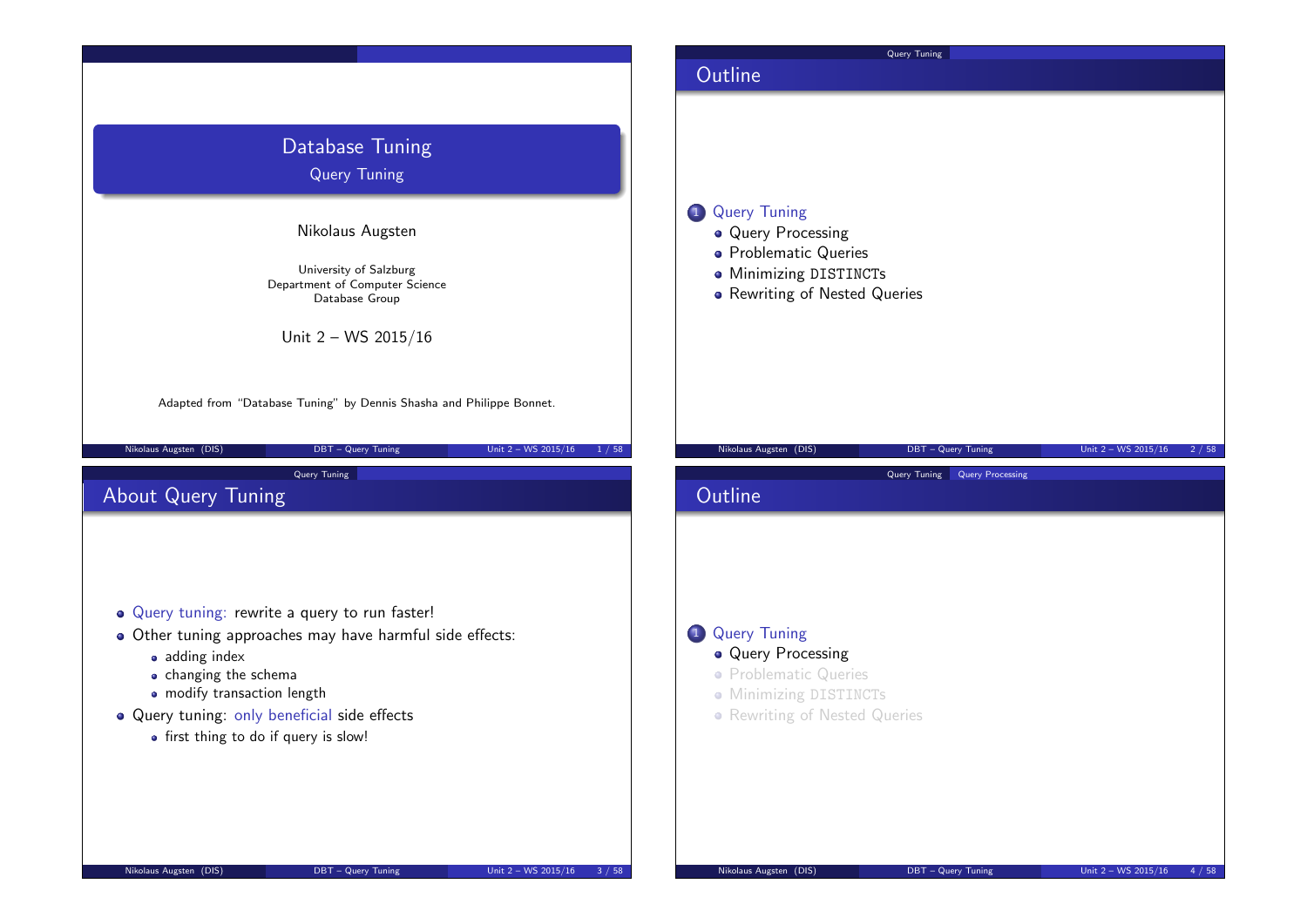# Database Tuning

## Query Tuning

Nikolaus Augsten

University of Salzburg
Department of Computer Science
Database Group

Unit 2 – WS 2015/16

Adapted from "Database Tuning" by Dennis Shasha and Philippe Bonnet.

## Outline

1. Query Tuning
   - Query Processing
   - Problematic Queries
   - Minimizing DISTINCTs
   - Rewriting of Nested Queries

## About Query Tuning

- Query tuning: rewrite a query to run faster!
- Other tuning approaches may have harmful side effects:
  - adding index
  - changing the schema
  - modify transaction length
- Query tuning: only beneficial side effects
  - first thing to do if query is slow!

## Outline

1. Query Tuning
   - Query Processing
   - Problematic Queries
   - Minimizing DISTINCTs
   - Rewriting of Nested Queries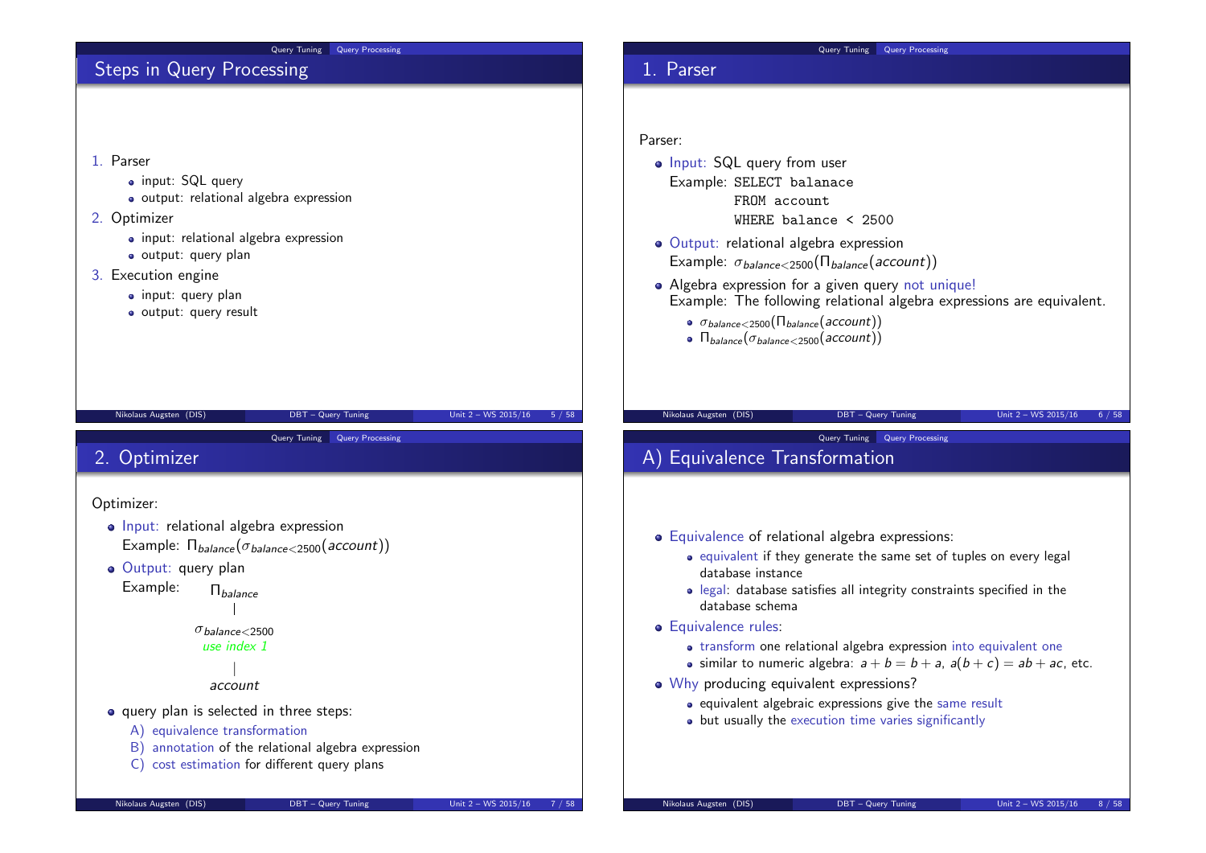## Steps in Query Processing

1. Parser
   - input: SQL query
   - output: relational algebra expression
2. Optimizer
   - input: relational algebra expression
   - output: query plan
3. Execution engine
   - input: query plan
   - output: query result

## 1. Parser

Parser:

- Input: SQL query from user

  Example:
  ```
  SELECT balanace
  FROM account
  WHERE balance < 2500
  ```
- Output: relational algebra expression

  Example: $\sigma_{balance<2500}(\Pi_{balance}(account))$
- Algebra expression for a given query not unique!

  Example: The following relational algebra expressions are equivalent.
  - $\sigma_{balance<2500}(\Pi_{balance}(account))$
  - $\Pi_{balance}(\sigma_{balance<2500}(account))$

## 2. Optimizer

Optimizer:

- Input: relational algebra expression

  Example: $\Pi_{balance}(\sigma_{balance<2500}(account))$
- Output: query plan

  Example:
  ```
        Π_balance
            |
     σ_balance<2500
       use index 1
            |
         account
  ```
- query plan is selected in three steps:
  - A) equivalence transformation
  - B) annotation of the relational algebra expression
  - C) cost estimation for different query plans

## A) Equivalence Transformation

- Equivalence of relational algebra expressions:
  - equivalent if they generate the same set of tuples on every legal database instance
  - legal: database satisfies all integrity constraints specified in the database schema
- Equivalence rules:
  - transform one relational algebra expression into equivalent one
  - similar to numeric algebra: $a + b = b + a$, $a(b + c) = ab + ac$, etc.
- Why producing equivalent expressions?
  - equivalent algebraic expressions give the same result
  - but usually the execution time varies significantly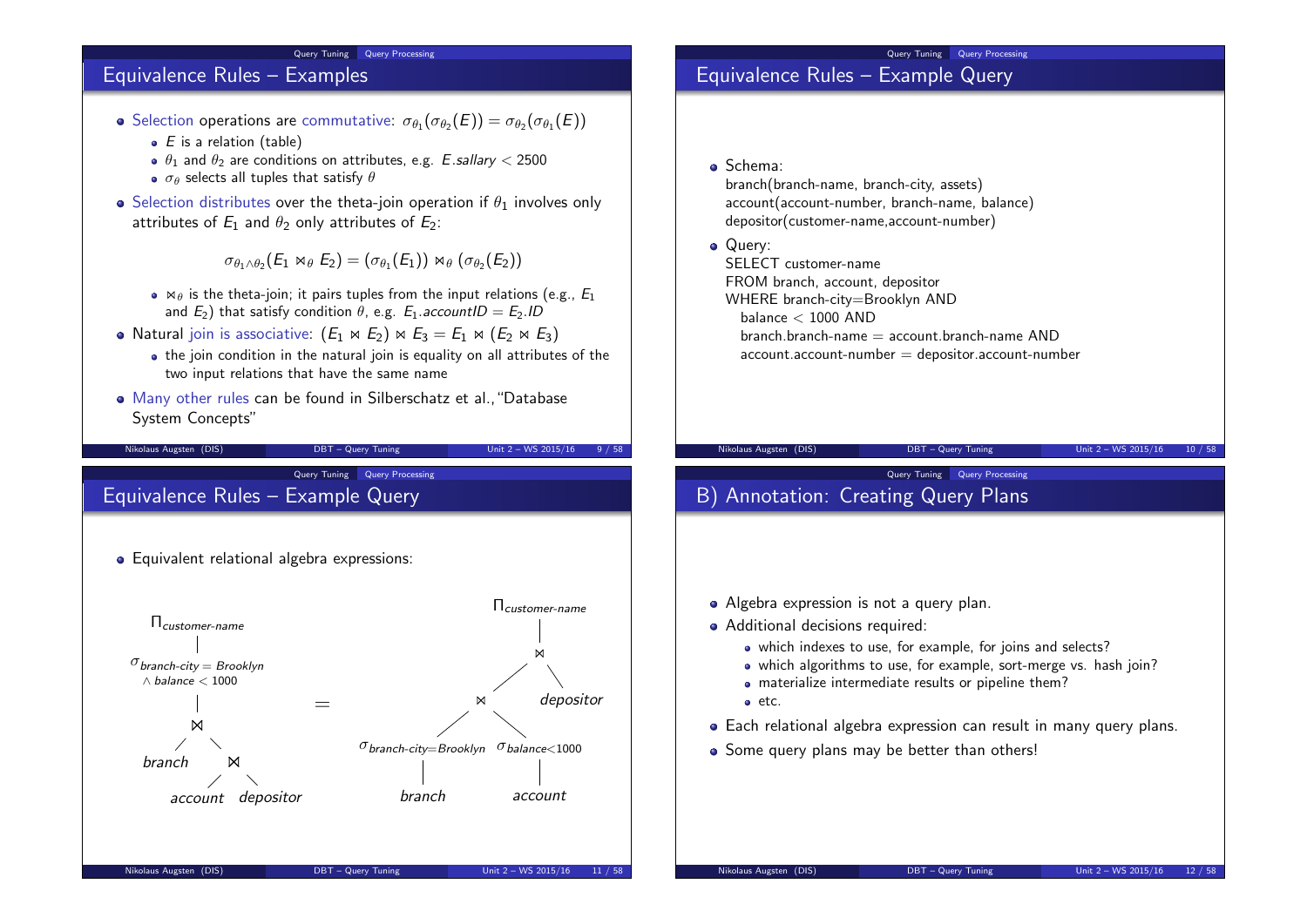## Equivalence Rules – Examples

- Selection operations are commutative: $\sigma_{\theta_1}(\sigma_{\theta_2}(E)) = \sigma_{\theta_2}(\sigma_{\theta_1}(E))$
  - $E$ is a relation (table)
  - $\theta_1$ and $\theta_2$ are conditions on attributes, e.g. $E.sallary < 2500$
  - $\sigma_\theta$ selects all tuples that satisfy $\theta$
- Selection distributes over the theta-join operation if $\theta_1$ involves only attributes of $E_1$ and $\theta_2$ only attributes of $E_2$:

$$\sigma_{\theta_1 \wedge \theta_2}(E_1 \bowtie_\theta E_2) = (\sigma_{\theta_1}(E_1)) \bowtie_\theta (\sigma_{\theta_2}(E_2))$$

  - $\bowtie_\theta$ is the theta-join; it pairs tuples from the input relations (e.g., $E_1$ and $E_2$) that satisfy condition $\theta$, e.g. $E_1.accountID = E_2.ID$
- Natural join is associative: $(E_1 \bowtie E_2) \bowtie E_3 = E_1 \bowtie (E_2 \bowtie E_3)$
  - the join condition in the natural join is equality on all attributes of the two input relations that have the same name
- Many other rules can be found in Silberschatz et al., "Database System Concepts"

## Equivalence Rules – Example Query

- Schema:
  branch(branch-name, branch-city, assets)
  account(account-number, branch-name, balance)
  depositor(customer-name,account-number)
- Query:

```
SELECT customer-name
FROM branch, account, depositor
WHERE branch-city=Brooklyn AND
  balance < 1000 AND
  branch.branch-name = account.branch-name AND
  account.account-number = depositor.account-number
```

## Equivalence Rules – Example Query

- Equivalent relational algebra expressions:

Left: $\Pi_{customer\text{-}name}$ ( $\sigma_{branch\text{-}city = Brooklyn \wedge balance < 1000}$ ( branch $\bowtie$ ( account $\bowtie$ depositor ) ) )

=

Right: $\Pi_{customer\text{-}name}$ ( ( $\sigma_{branch\text{-}city=Brooklyn}$(branch) $\bowtie$ $\sigma_{balance<1000}$(account) ) $\bowtie$ depositor )

## B) Annotation: Creating Query Plans

- Algebra expression is not a query plan.
- Additional decisions required:
  - which indexes to use, for example, for joins and selects?
  - which algorithms to use, for example, sort-merge vs. hash join?
  - materialize intermediate results or pipeline them?
  - etc.
- Each relational algebra expression can result in many query plans.
- Some query plans may be better than others!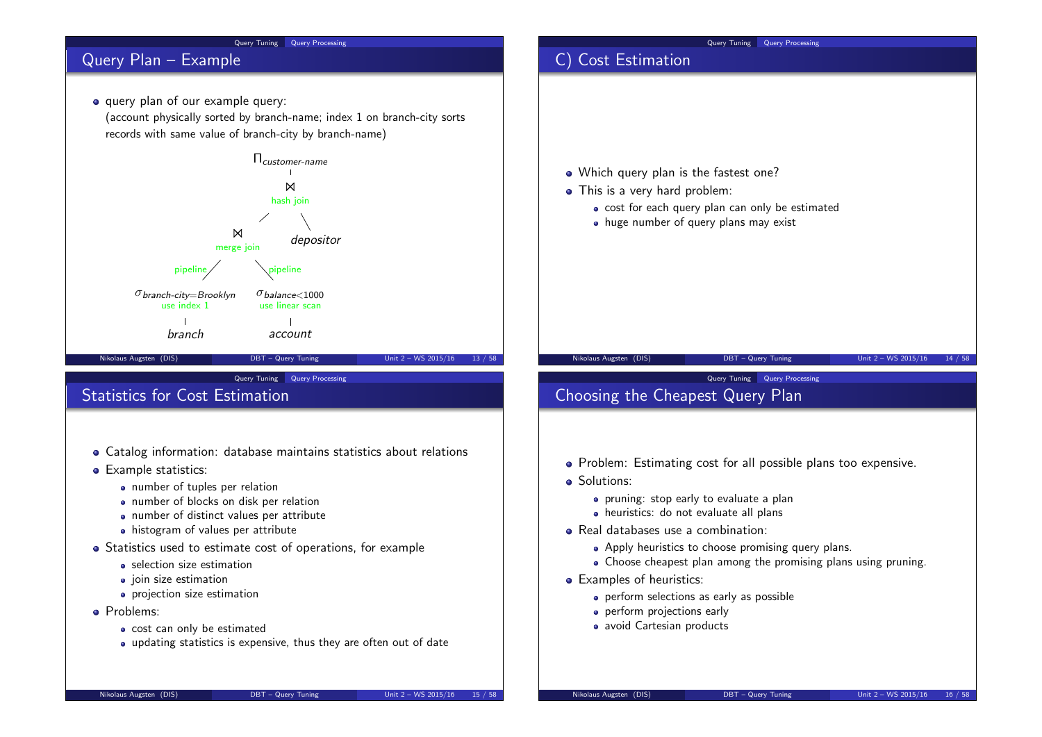## Query Plan – Example

- query plan of our example query:
  (account physically sorted by branch-name; index 1 on branch-city sorts records with same value of branch-city by branch-name)

$\Pi_{customer\text{-}name}$

$\bowtie$ hash join

$\bowtie$ merge join — *depositor*

pipeline / pipeline

$\sigma_{branch\text{-}city=Brooklyn}$ use index 1 — $\sigma_{balance<1000}$ use linear scan

*branch* — *account*

## C) Cost Estimation

- Which query plan is the fastest one?
- This is a very hard problem:
  - cost for each query plan can only be estimated
  - huge number of query plans may exist

## Statistics for Cost Estimation

- Catalog information: database maintains statistics about relations
- Example statistics:
  - number of tuples per relation
  - number of blocks on disk per relation
  - number of distinct values per attribute
  - histogram of values per attribute
- Statistics used to estimate cost of operations, for example
  - selection size estimation
  - join size estimation
  - projection size estimation
- Problems:
  - cost can only be estimated
  - updating statistics is expensive, thus they are often out of date

## Choosing the Cheapest Query Plan

- Problem: Estimating cost for all possible plans too expensive.
- Solutions:
  - pruning: stop early to evaluate a plan
  - heuristics: do not evaluate all plans
- Real databases use a combination:
  - Apply heuristics to choose promising query plans.
  - Choose cheapest plan among the promising plans using pruning.
- Examples of heuristics:
  - perform selections as early as possible
  - perform projections early
  - avoid Cartesian products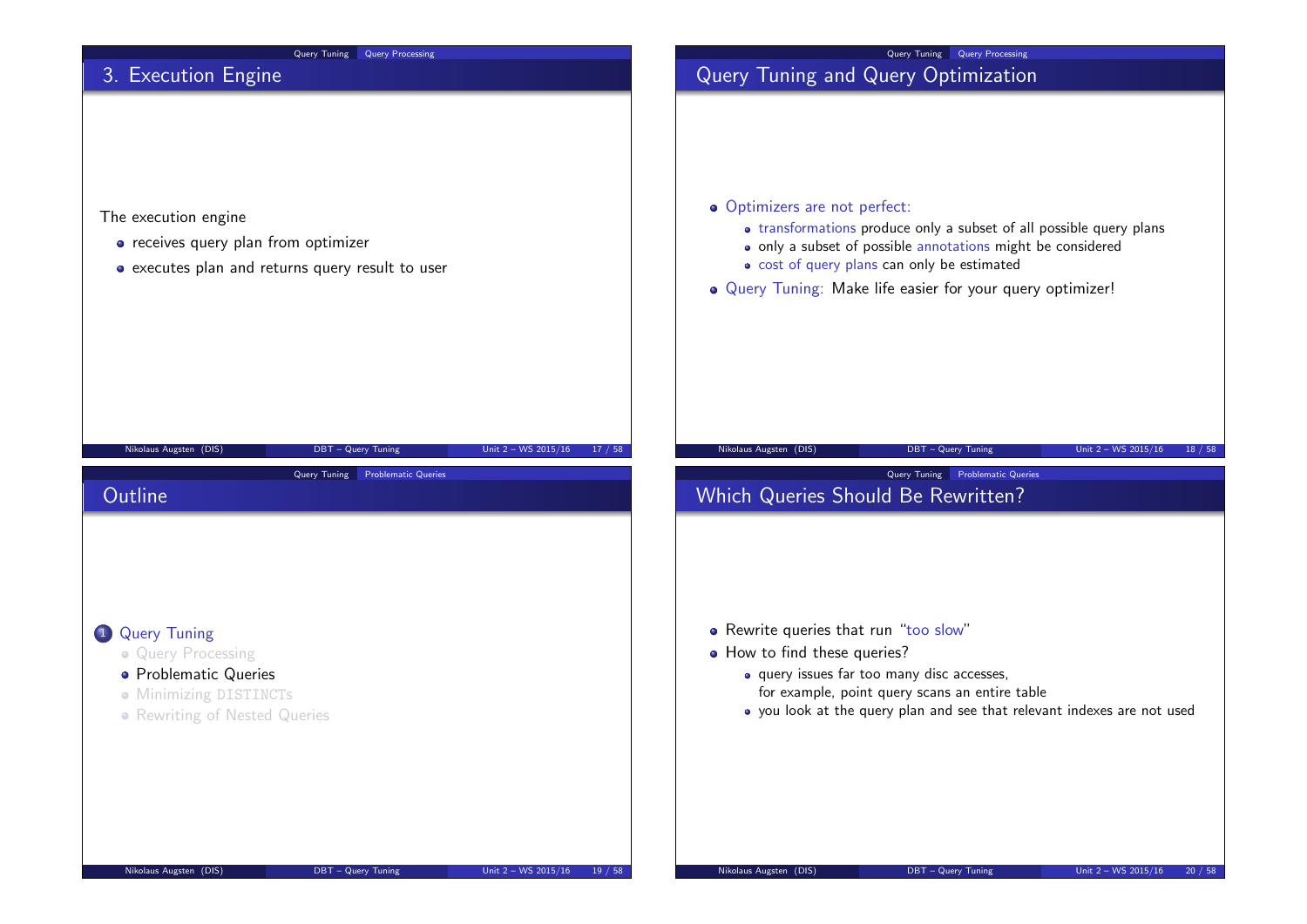## 3. Execution Engine

The execution engine

- receives query plan from optimizer
- executes plan and returns query result to user

## Query Tuning and Query Optimization

- Optimizers are not perfect:
  - transformations produce only a subset of all possible query plans
  - only a subset of possible annotations might be considered
  - cost of query plans can only be estimated
- Query Tuning: Make life easier for your query optimizer!

## Outline

1. Query Tuning
   - Query Processing
   - Problematic Queries
   - Minimizing DISTINCTs
   - Rewriting of Nested Queries

## Which Queries Should Be Rewritten?

- Rewrite queries that run "too slow"
- How to find these queries?
  - query issues far too many disc accesses, for example, point query scans an entire table
  - you look at the query plan and see that relevant indexes are not used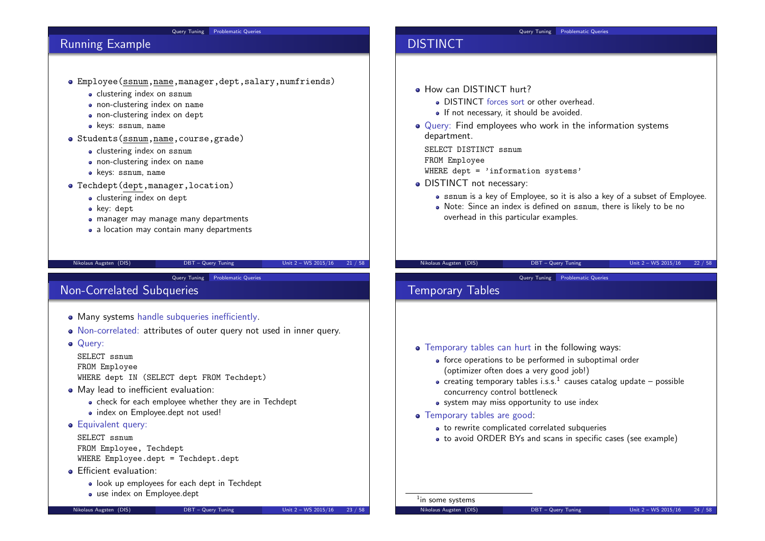## Running Example

- `Employee(ssnum,name,manager,dept,salary,numfriends)`
  - clustering index on ssnum
  - non-clustering index on name
  - non-clustering index on dept
  - keys: ssnum, name
- `Students(ssnum,name,course,grade)`
  - clustering index on ssnum
  - non-clustering index on name
  - keys: ssnum, name
- `Techdept(dept,manager,location)`
  - clustering index on dept
  - key: dept
  - manager may manage many departments
  - a location may contain many departments

## DISTINCT

- How can DISTINCT hurt?
  - DISTINCT forces sort or other overhead.
  - If not necessary, it should be avoided.
- Query: Find employees who work in the information systems department.

```
SELECT DISTINCT ssnum
FROM Employee
WHERE dept = 'information systems'
```

- DISTINCT not necessary:
  - ssnum is a key of Employee, so it is also a key of a subset of Employee.
  - Note: Since an index is defined on ssnum, there is likely to be no overhead in this particular examples.

## Non-Correlated Subqueries

- Many systems handle subqueries inefficiently.
- Non-correlated: attributes of outer query not used in inner query.
- Query:

```
SELECT ssnum
FROM Employee
WHERE dept IN (SELECT dept FROM Techdept)
```

- May lead to inefficient evaluation:
  - check for each employee whether they are in Techdept
  - index on Employee.dept not used!
- Equivalent query:

```
SELECT ssnum
FROM Employee, Techdept
WHERE Employee.dept = Techdept.dept
```

- Efficient evaluation:
  - look up employees for each dept in Techdept
  - use index on Employee.dept

## Temporary Tables

- Temporary tables can hurt in the following ways:
  - force operations to be performed in suboptimal order (optimizer often does a very good job!)
  - creating temporary tables i.s.s.[1] causes catalog update – possible concurrency control bottleneck
  - system may miss opportunity to use index
- Temporary tables are good:
  - to rewrite complicated correlated subqueries
  - to avoid ORDER BYs and scans in specific cases (see example)

[1] in some systems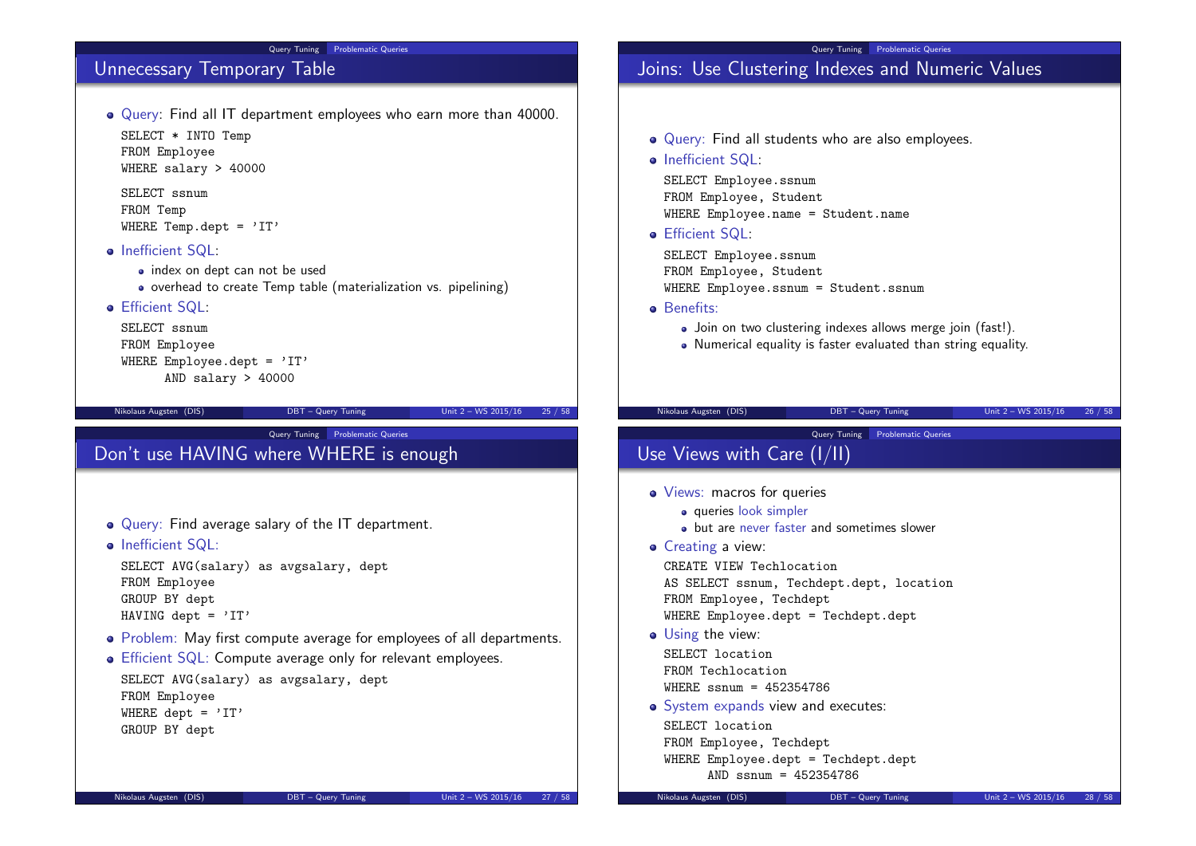## Unnecessary Temporary Table

- Query: Find all IT department employees who earn more than 40000.

```
SELECT * INTO Temp
FROM Employee
WHERE salary > 40000

SELECT ssnum
FROM Temp
WHERE Temp.dept = 'IT'
```

- Inefficient SQL:
  - index on dept can not be used
  - overhead to create Temp table (materialization vs. pipelining)
- Efficient SQL:

```
SELECT ssnum
FROM Employee
WHERE Employee.dept = 'IT'
      AND salary > 40000
```

## Joins: Use Clustering Indexes and Numeric Values

- Query: Find all students who are also employees.
- Inefficient SQL:

```
SELECT Employee.ssnum
FROM Employee, Student
WHERE Employee.name = Student.name
```

- Efficient SQL:

```
SELECT Employee.ssnum
FROM Employee, Student
WHERE Employee.ssnum = Student.ssnum
```

- Benefits:
  - Join on two clustering indexes allows merge join (fast!).
  - Numerical equality is faster evaluated than string equality.

## Don't use HAVING where WHERE is enough

- Query: Find average salary of the IT department.
- Inefficient SQL:

```
SELECT AVG(salary) as avgsalary, dept
FROM Employee
GROUP BY dept
HAVING dept = 'IT'
```

- Problem: May first compute average for employees of all departments.
- Efficient SQL: Compute average only for relevant employees.

```
SELECT AVG(salary) as avgsalary, dept
FROM Employee
WHERE dept = 'IT'
GROUP BY dept
```

## Use Views with Care (I/II)

- Views: macros for queries
  - queries look simpler
  - but are never faster and sometimes slower
- Creating a view:

```
CREATE VIEW Techlocation
AS SELECT ssnum, Techdept.dept, location
FROM Employee, Techdept
WHERE Employee.dept = Techdept.dept
```

- Using the view:

```
SELECT location
FROM Techlocation
WHERE ssnum = 452354786
```

- System expands view and executes:

```
SELECT location
FROM Employee, Techdept
WHERE Employee.dept = Techdept.dept
      AND ssnum = 452354786
```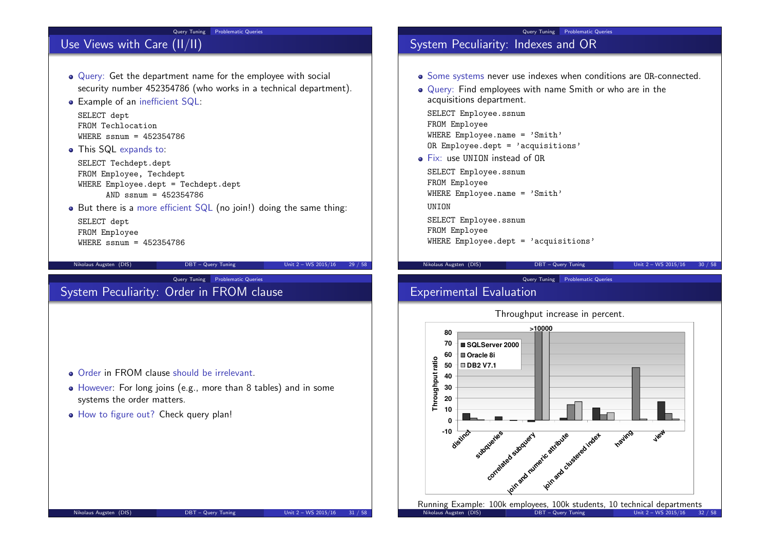## Use Views with Care (II/II)

- Query: Get the department name for the employee with social security number 452354786 (who works in a technical department).
- Example of an inefficient SQL:

```
SELECT dept
FROM Techlocation
WHERE ssnum = 452354786
```

- This SQL expands to:

```
SELECT Techdept.dept
FROM Employee, Techdept
WHERE Employee.dept = Techdept.dept
      AND ssnum = 452354786
```

- But there is a more efficient SQL (no join!) doing the same thing:

```
SELECT dept
FROM Employee
WHERE ssnum = 452354786
```

## System Peculiarity: Indexes and OR

- Some systems never use indexes when conditions are OR-connected.
- Query: Find employees with name Smith or who are in the acquisitions department.

```
SELECT Employee.ssnum
FROM Employee
WHERE Employee.name = 'Smith'
OR Employee.dept = 'acquisitions'
```

- Fix: use UNION instead of OR

```
SELECT Employee.ssnum
FROM Employee
WHERE Employee.name = 'Smith'
UNION
SELECT Employee.ssnum
FROM Employee
WHERE Employee.dept = 'acquisitions'
```

## System Peculiarity: Order in FROM clause

- Order in FROM clause should be irrelevant.
- However: For long joins (e.g., more than 8 tables) and in some systems the order matters.
- How to figure out? Check query plan!

## Experimental Evaluation

Throughput increase in percent.

Running Example: 100k employees, 100k students, 10 technical departments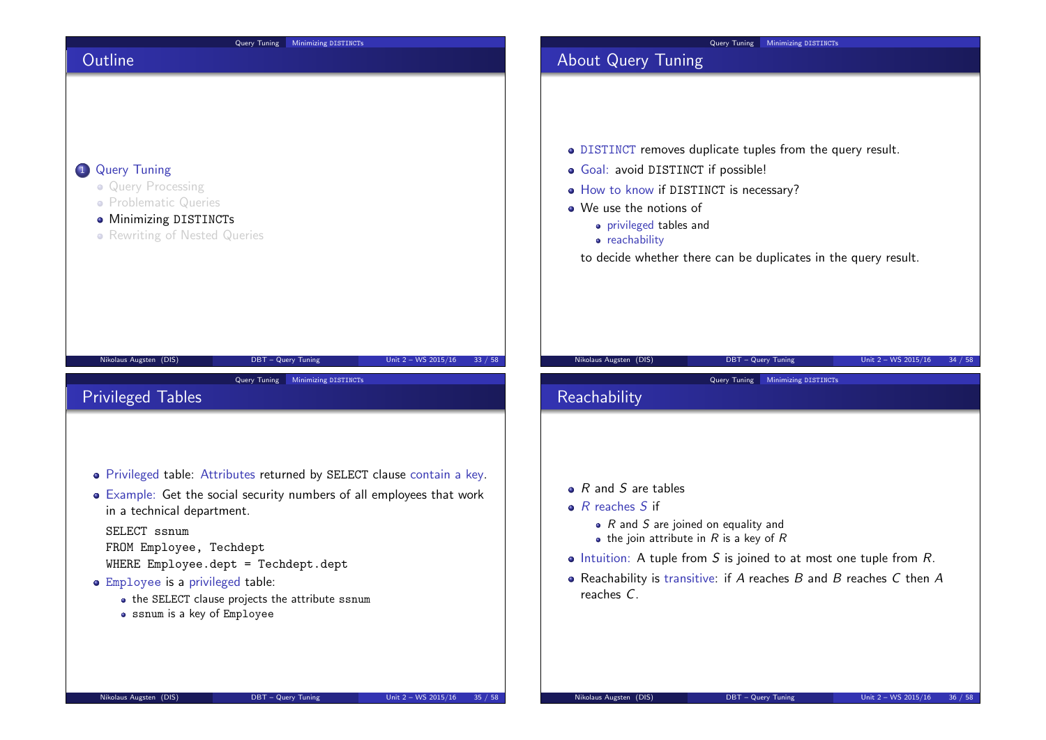## Outline

1. Query Tuning
   - Query Processing
   - Problematic Queries
   - Minimizing DISTINCTs
   - Rewriting of Nested Queries

## About Query Tuning

- DISTINCT removes duplicate tuples from the query result.
- Goal: avoid DISTINCT if possible!
- How to know if DISTINCT is necessary?
- We use the notions of
  - privileged tables and
  - reachability

  to decide whether there can be duplicates in the query result.

## Privileged Tables

- Privileged table: Attributes returned by SELECT clause contain a key.
- Example: Get the social security numbers of all employees that work in a technical department.

```
SELECT ssnum
FROM Employee, Techdept
WHERE Employee.dept = Techdept.dept
```

- Employee is a privileged table:
  - the SELECT clause projects the attribute ssnum
  - ssnum is a key of Employee

## Reachability

- $R$ and $S$ are tables
- $R$ reaches $S$ if
  - $R$ and $S$ are joined on equality and
  - the join attribute in $R$ is a key of $R$
- Intuition: A tuple from $S$ is joined to at most one tuple from $R$.
- Reachability is transitive: if $A$ reaches $B$ and $B$ reaches $C$ then $A$ reaches $C$.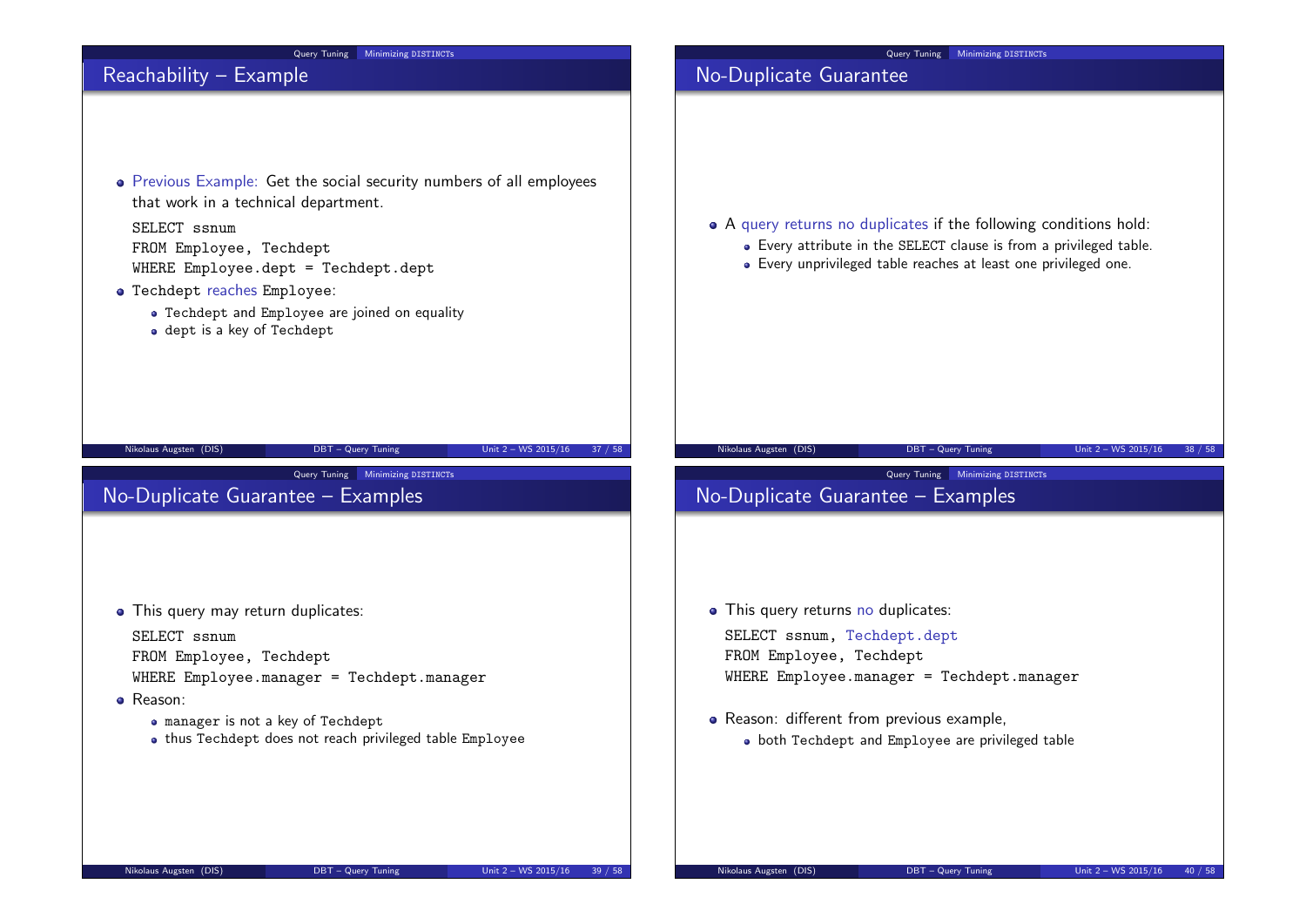## Reachability – Example

- Previous Example: Get the social security numbers of all employees that work in a technical department.

```
SELECT ssnum
FROM Employee, Techdept
WHERE Employee.dept = Techdept.dept
```

- `Techdept` reaches `Employee`:
  - `Techdept` and `Employee` are joined on equality
  - `dept` is a key of `Techdept`

## No-Duplicate Guarantee

- A query returns no duplicates if the following conditions hold:
  - Every attribute in the SELECT clause is from a privileged table.
  - Every unprivileged table reaches at least one privileged one.

## No-Duplicate Guarantee – Examples

- This query may return duplicates:

```
SELECT ssnum
FROM Employee, Techdept
WHERE Employee.manager = Techdept.manager
```

- Reason:
  - `manager` is not a key of `Techdept`
  - thus `Techdept` does not reach privileged table `Employee`

## No-Duplicate Guarantee – Examples

- This query returns no duplicates:

```
SELECT ssnum, Techdept.dept
FROM Employee, Techdept
WHERE Employee.manager = Techdept.manager
```

- Reason: different from previous example,
  - both `Techdept` and `Employee` are privileged table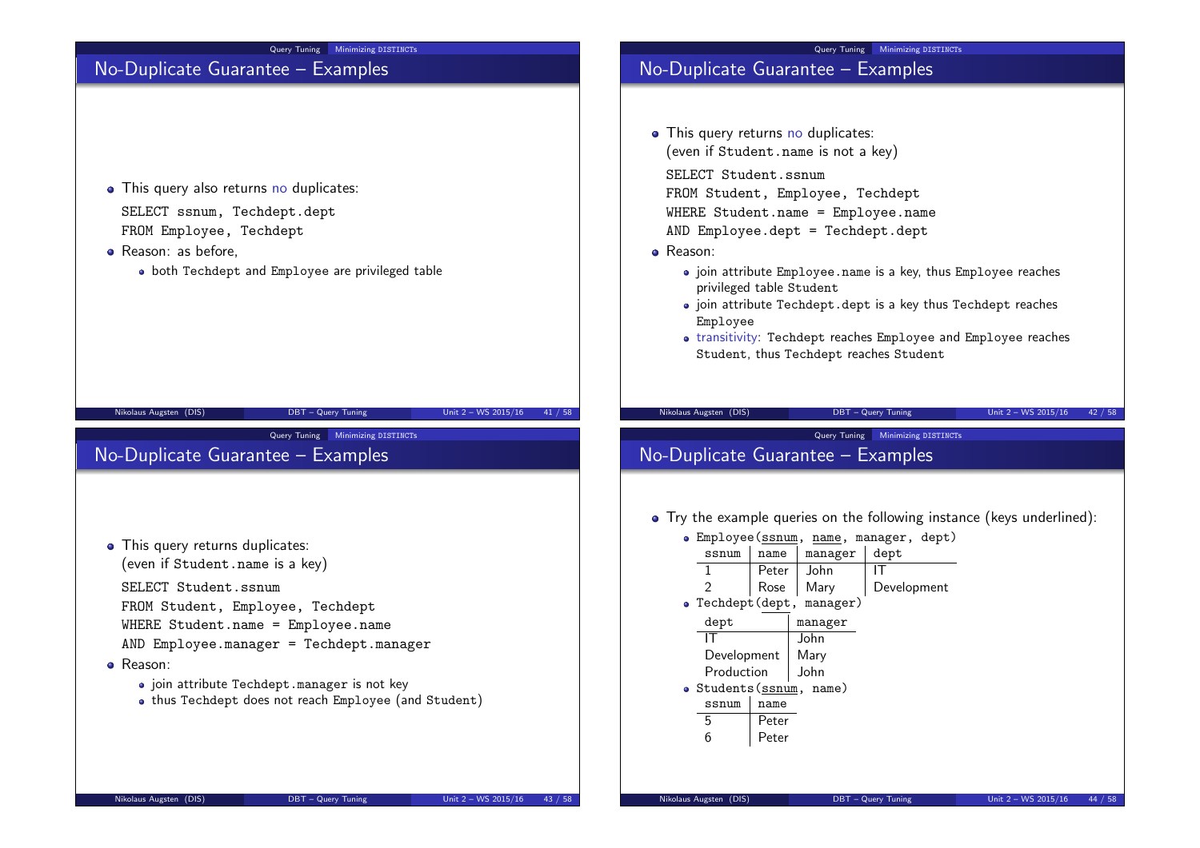## No-Duplicate Guarantee – Examples

- This query also returns no duplicates:

```
SELECT ssnum, Techdept.dept
FROM Employee, Techdept
```

- Reason: as before,
  - both Techdept and Employee are privileged table

## No-Duplicate Guarantee – Examples

- This query returns no duplicates:
  (even if Student.name is not a key)

```
SELECT Student.ssnum
FROM Student, Employee, Techdept
WHERE Student.name = Employee.name
AND Employee.dept = Techdept.dept
```

- Reason:
  - join attribute Employee.name is a key, thus Employee reaches privileged table Student
  - join attribute Techdept.dept is a key thus Techdept reaches Employee
  - transitivity: Techdept reaches Employee and Employee reaches Student, thus Techdept reaches Student

## No-Duplicate Guarantee – Examples

- This query returns duplicates:
  (even if Student.name is a key)

```
SELECT Student.ssnum
FROM Student, Employee, Techdept
WHERE Student.name = Employee.name
AND Employee.manager = Techdept.manager
```

- Reason:
  - join attribute Techdept.manager is not key
  - thus Techdept does not reach Employee (and Student)

## No-Duplicate Guarantee – Examples

- Try the example queries on the following instance (keys underlined):
  - Employee(ssnum, name, manager, dept)

| ssnum | name | manager | dept |
|---|---|---|---|
| 1 | Peter | John | IT |
| 2 | Rose | Mary | Development |

  - Techdept(dept, manager)

| dept | manager |
|---|---|
| IT | John |
| Development | Mary |
| Production | John |

  - Students(ssnum, name)

| ssnum | name |
|---|---|
| 5 | Peter |
| 6 | Peter |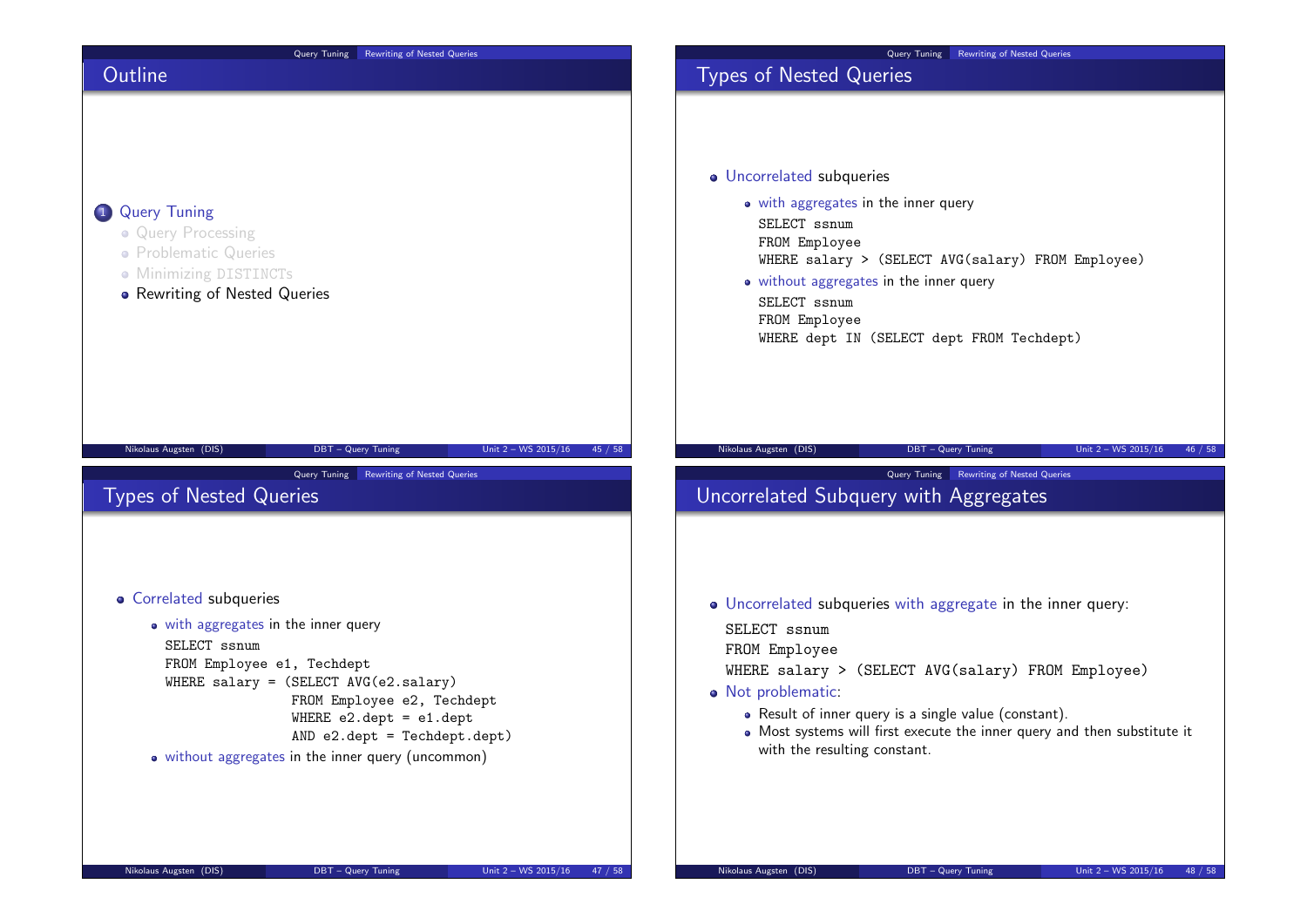## Outline

1. Query Tuning
   - Query Processing
   - Problematic Queries
   - Minimizing DISTINCTs
   - Rewriting of Nested Queries

## Types of Nested Queries

- Uncorrelated subqueries
  - with aggregates in the inner query

    ```
    SELECT ssnum
    FROM Employee
    WHERE salary > (SELECT AVG(salary) FROM Employee)
    ```

  - without aggregates in the inner query

    ```
    SELECT ssnum
    FROM Employee
    WHERE dept IN (SELECT dept FROM Techdept)
    ```

## Types of Nested Queries

- Correlated subqueries
  - with aggregates in the inner query

    ```
    SELECT ssnum
    FROM Employee e1, Techdept
    WHERE salary = (SELECT AVG(e2.salary)
                    FROM Employee e2, Techdept
                    WHERE e2.dept = e1.dept
                    AND e2.dept = Techdept.dept)
    ```

  - without aggregates in the inner query (uncommon)

## Uncorrelated Subquery with Aggregates

- Uncorrelated subqueries with aggregate in the inner query:

  ```
  SELECT ssnum
  FROM Employee
  WHERE salary > (SELECT AVG(salary) FROM Employee)
  ```

- Not problematic:
  - Result of inner query is a single value (constant).
  - Most systems will first execute the inner query and then substitute it with the resulting constant.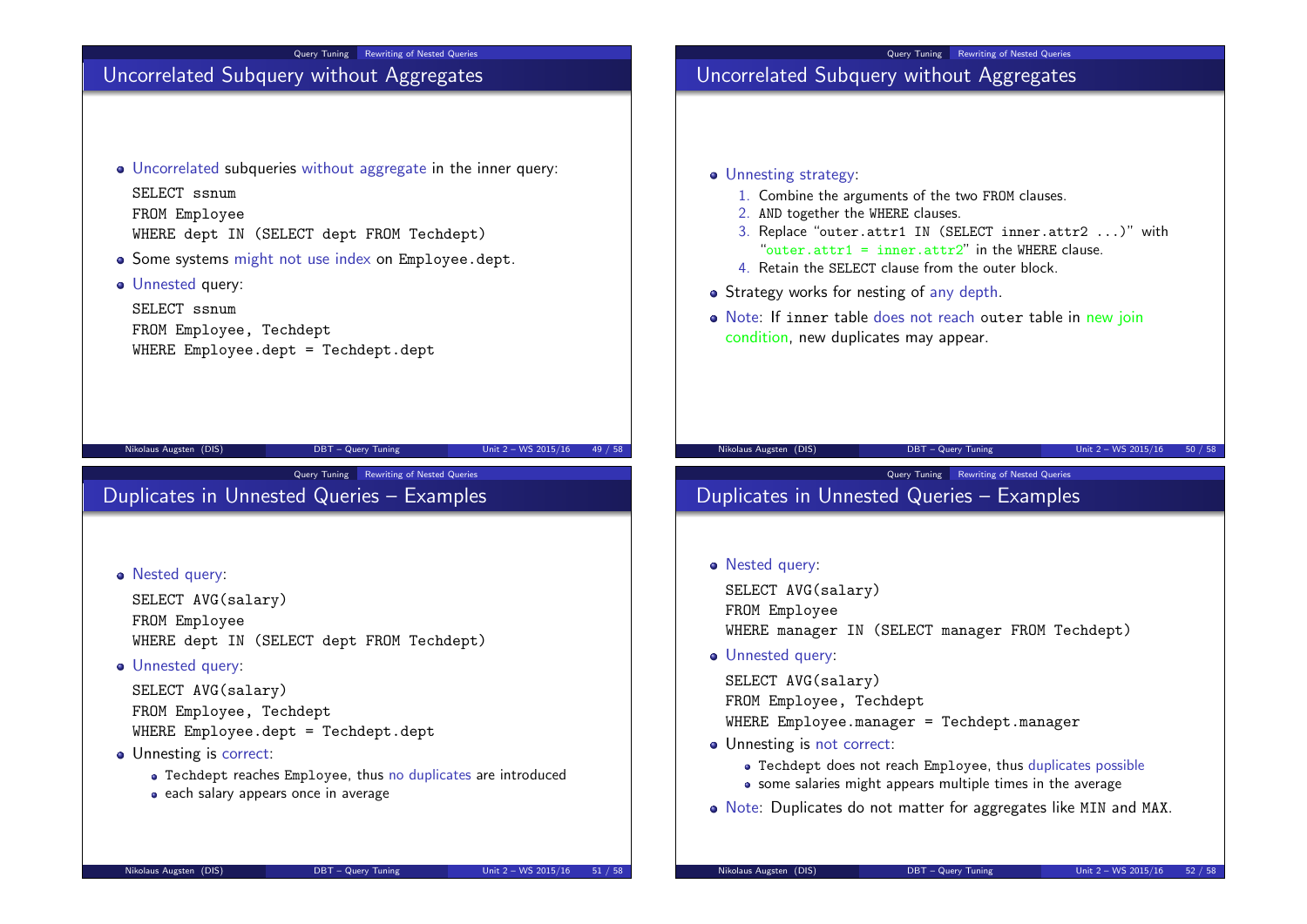## Uncorrelated Subquery without Aggregates

- Uncorrelated subqueries without aggregate in the inner query:

```
SELECT ssnum
FROM Employee
WHERE dept IN (SELECT dept FROM Techdept)
```

- Some systems might not use index on Employee.dept.
- Unnested query:

```
SELECT ssnum
FROM Employee, Techdept
WHERE Employee.dept = Techdept.dept
```

## Uncorrelated Subquery without Aggregates

- Unnesting strategy:
  1. Combine the arguments of the two FROM clauses.
  2. AND together the WHERE clauses.
  3. Replace "outer.attr1 IN (SELECT inner.attr2 ...)" with "outer.attr1 = inner.attr2" in the WHERE clause.
  4. Retain the SELECT clause from the outer block.
- Strategy works for nesting of any depth.
- Note: If inner table does not reach outer table in new join condition, new duplicates may appear.

## Duplicates in Unnested Queries – Examples

- Nested query:

```
SELECT AVG(salary)
FROM Employee
WHERE dept IN (SELECT dept FROM Techdept)
```

- Unnested query:

```
SELECT AVG(salary)
FROM Employee, Techdept
WHERE Employee.dept = Techdept.dept
```

- Unnesting is correct:
  - Techdept reaches Employee, thus no duplicates are introduced
  - each salary appears once in average

## Duplicates in Unnested Queries – Examples

- Nested query:

```
SELECT AVG(salary)
FROM Employee
WHERE manager IN (SELECT manager FROM Techdept)
```

- Unnested query:

```
SELECT AVG(salary)
FROM Employee, Techdept
WHERE Employee.manager = Techdept.manager
```

- Unnesting is not correct:
  - Techdept does not reach Employee, thus duplicates possible
  - some salaries might appears multiple times in the average
- Note: Duplicates do not matter for aggregates like MIN and MAX.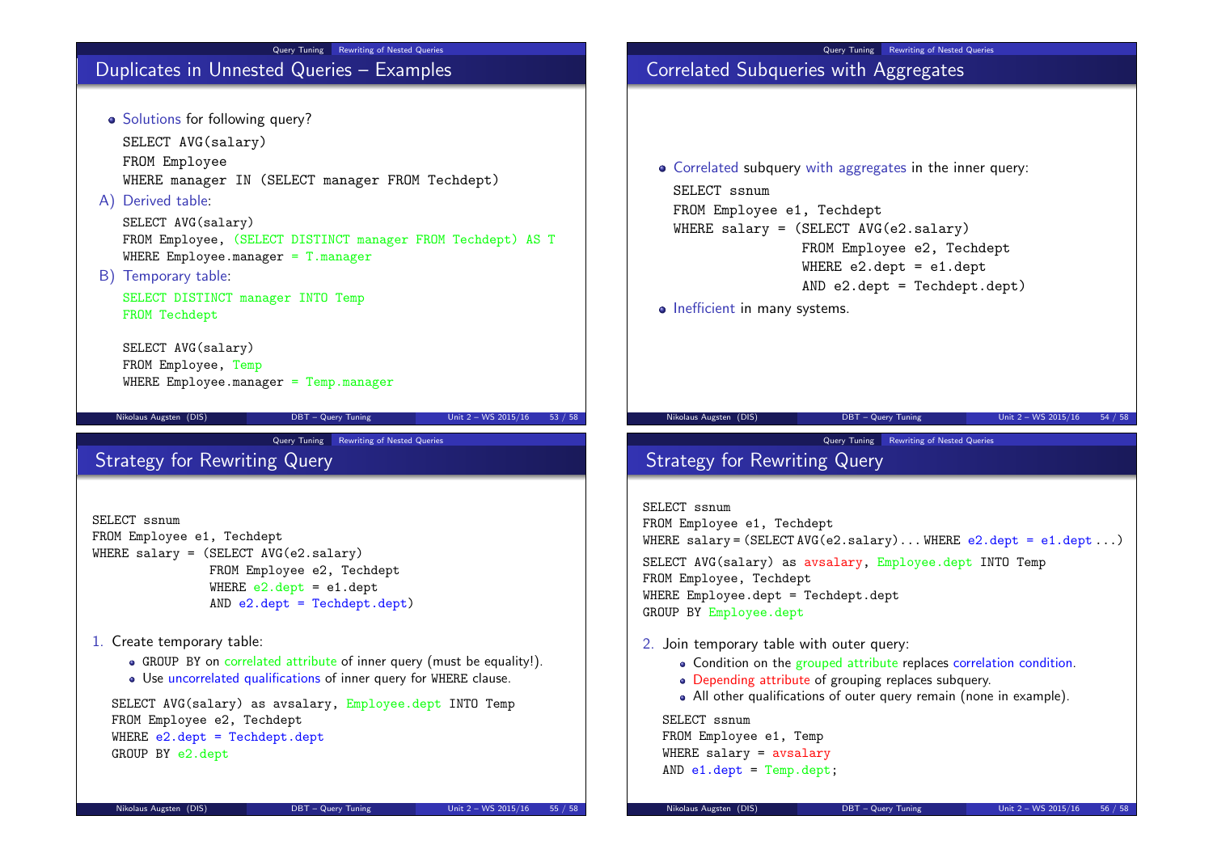## Duplicates in Unnested Queries – Examples

- Solutions for following query?

```
SELECT AVG(salary)
FROM Employee
WHERE manager IN (SELECT manager FROM Techdept)
```

A) Derived table:

```
SELECT AVG(salary)
FROM Employee, (SELECT DISTINCT manager FROM Techdept) AS T
WHERE Employee.manager = T.manager
```

B) Temporary table:

```
SELECT DISTINCT manager INTO Temp
FROM Techdept

SELECT AVG(salary)
FROM Employee, Temp
WHERE Employee.manager = Temp.manager
```

## Correlated Subqueries with Aggregates

- Correlated subquery with aggregates in the inner query:

```
SELECT ssnum
FROM Employee e1, Techdept
WHERE salary = (SELECT AVG(e2.salary)
                FROM Employee e2, Techdept
                WHERE e2.dept = e1.dept
                AND e2.dept = Techdept.dept)
```

- Inefficient in many systems.

## Strategy for Rewriting Query

```
SELECT ssnum
FROM Employee e1, Techdept
WHERE salary = (SELECT AVG(e2.salary)
                FROM Employee e2, Techdept
                WHERE e2.dept = e1.dept
                AND e2.dept = Techdept.dept)
```

1. Create temporary table:
   - GROUP BY on correlated attribute of inner query (must be equality!).
   - Use uncorrelated qualifications of inner query for WHERE clause.

```
SELECT AVG(salary) as avsalary, Employee.dept INTO Temp
FROM Employee e2, Techdept
WHERE e2.dept = Techdept.dept
GROUP BY e2.dept
```

## Strategy for Rewriting Query

```
SELECT ssnum
FROM Employee e1, Techdept
WHERE salary = (SELECT AVG(e2.salary)... WHERE e2.dept = e1.dept ...)
```

```
SELECT AVG(salary) as avsalary, Employee.dept INTO Temp
FROM Employee, Techdept
WHERE Employee.dept = Techdept.dept
GROUP BY Employee.dept
```

2. Join temporary table with outer query:
   - Condition on the grouped attribute replaces correlation condition.
   - Depending attribute of grouping replaces subquery.
   - All other qualifications of outer query remain (none in example).

```
SELECT ssnum
FROM Employee e1, Temp
WHERE salary = avsalary
AND e1.dept = Temp.dept;
```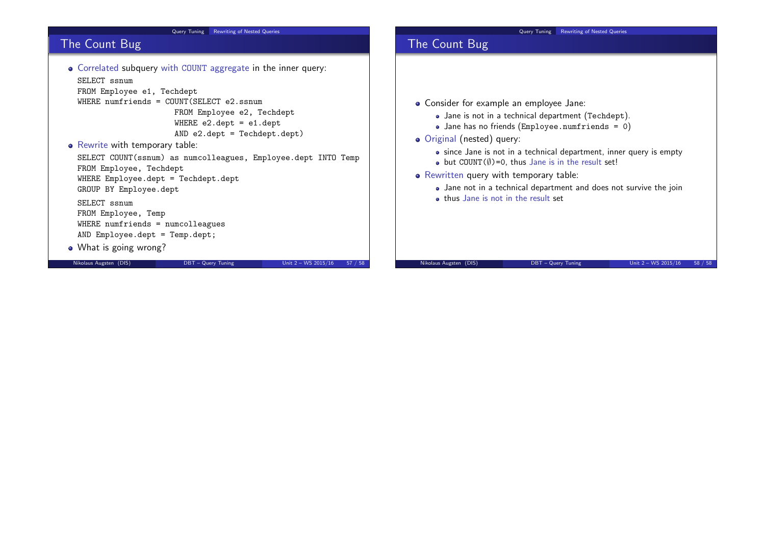## The Count Bug

- Correlated subquery with COUNT aggregate in the inner query:

```
SELECT ssnum
FROM Employee e1, Techdept
WHERE numfriends = COUNT(SELECT e2.ssnum
                     FROM Employee e2, Techdept
                     WHERE e2.dept = e1.dept
                     AND e2.dept = Techdept.dept)
```

- Rewrite with temporary table:

```
SELECT COUNT(ssnum) as numcolleagues, Employee.dept INTO Temp
FROM Employee, Techdept
WHERE Employee.dept = Techdept.dept
GROUP BY Employee.dept
```

```
SELECT ssnum
FROM Employee, Temp
WHERE numfriends = numcolleagues
AND Employee.dept = Temp.dept;
```

- What is going wrong?

## The Count Bug

- Consider for example an employee Jane:
  - Jane is not in a technical department (Techdept).
  - Jane has no friends (Employee.numfriends = 0)
- Original (nested) query:
  - since Jane is not in a technical department, inner query is empty
  - but COUNT(∅)=0, thus Jane is in the result set!
- Rewritten query with temporary table:
  - Jane not in a technical department and does not survive the join
  - thus Jane is not in the result set